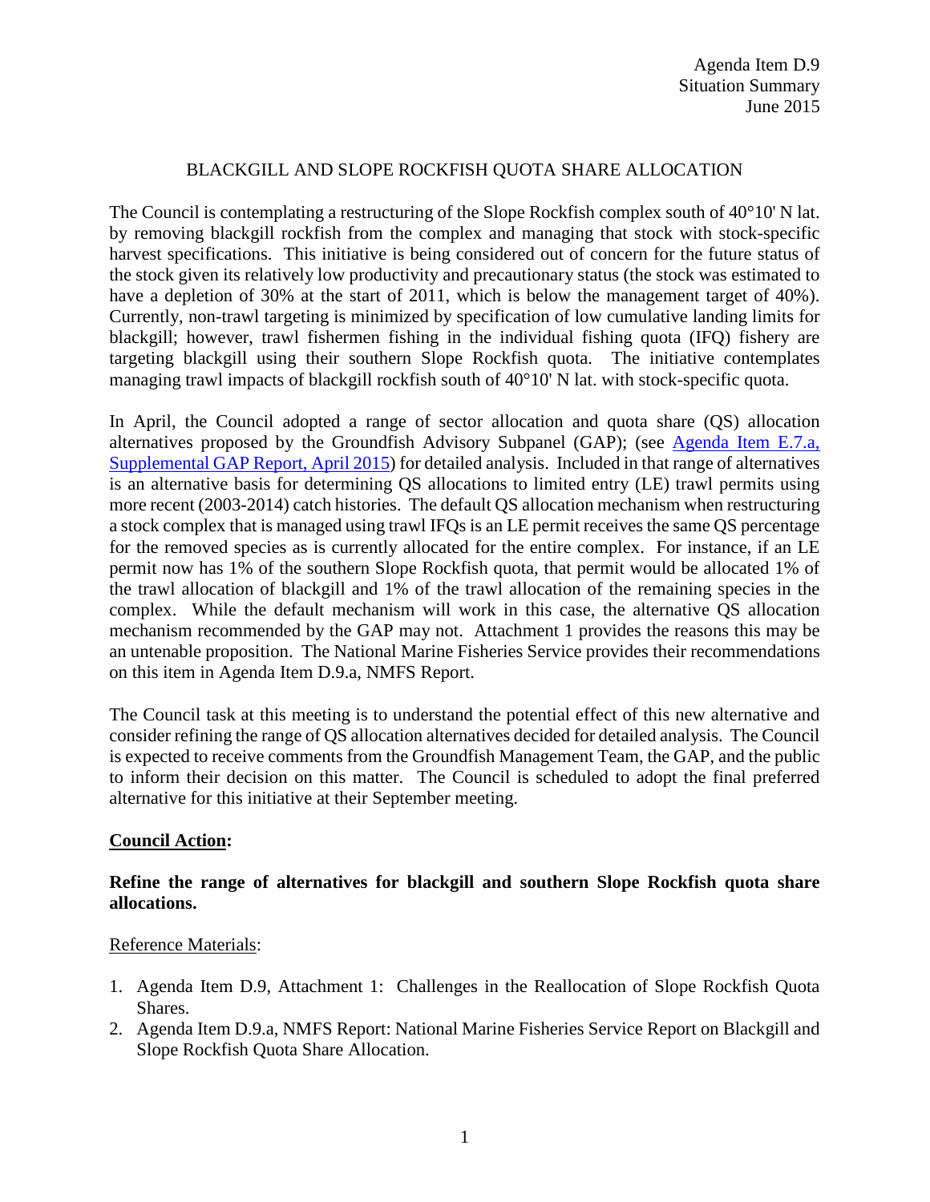Agenda Item D.9
Situation Summary
June 2015

# BLACKGILL AND SLOPE ROCKFISH QUOTA SHARE ALLOCATION

The Council is contemplating a restructuring of the Slope Rockfish complex south of 40°10' N lat. by removing blackgill rockfish from the complex and managing that stock with stock-specific harvest specifications. This initiative is being considered out of concern for the future status of the stock given its relatively low productivity and precautionary status (the stock was estimated to have a depletion of 30% at the start of 2011, which is below the management target of 40%). Currently, non-trawl targeting is minimized by specification of low cumulative landing limits for blackgill; however, trawl fishermen fishing in the individual fishing quota (IFQ) fishery are targeting blackgill using their southern Slope Rockfish quota. The initiative contemplates managing trawl impacts of blackgill rockfish south of 40°10' N lat. with stock-specific quota.

In April, the Council adopted a range of sector allocation and quota share (QS) allocation alternatives proposed by the Groundfish Advisory Subpanel (GAP); (see [Agenda Item E.7.a, Supplemental GAP Report, April 2015](#)) for detailed analysis. Included in that range of alternatives is an alternative basis for determining QS allocations to limited entry (LE) trawl permits using more recent (2003-2014) catch histories. The default QS allocation mechanism when restructuring a stock complex that is managed using trawl IFQs is an LE permit receives the same QS percentage for the removed species as is currently allocated for the entire complex. For instance, if an LE permit now has 1% of the southern Slope Rockfish quota, that permit would be allocated 1% of the trawl allocation of blackgill and 1% of the trawl allocation of the remaining species in the complex. While the default mechanism will work in this case, the alternative QS allocation mechanism recommended by the GAP may not. Attachment 1 provides the reasons this may be an untenable proposition. The National Marine Fisheries Service provides their recommendations on this item in Agenda Item D.9.a, NMFS Report.

The Council task at this meeting is to understand the potential effect of this new alternative and consider refining the range of QS allocation alternatives decided for detailed analysis. The Council is expected to receive comments from the Groundfish Management Team, the GAP, and the public to inform their decision on this matter. The Council is scheduled to adopt the final preferred alternative for this initiative at their September meeting.

## Council Action:

**Refine the range of alternatives for blackgill and southern Slope Rockfish quota share allocations.**

Reference Materials:

1. Agenda Item D.9, Attachment 1: Challenges in the Reallocation of Slope Rockfish Quota Shares.
2. Agenda Item D.9.a, NMFS Report: National Marine Fisheries Service Report on Blackgill and Slope Rockfish Quota Share Allocation.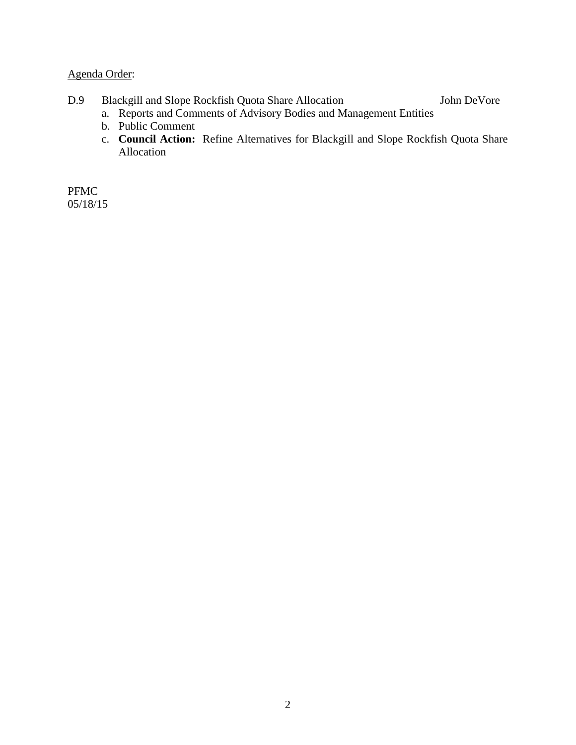Agenda Order:

D.9 Blackgill and Slope Rockfish Quota Share Allocation John DeVore

a. Reports and Comments of Advisory Bodies and Management Entities
b. Public Comment
c. **Council Action:** Refine Alternatives for Blackgill and Slope Rockfish Quota Share Allocation

PFMC
05/18/15